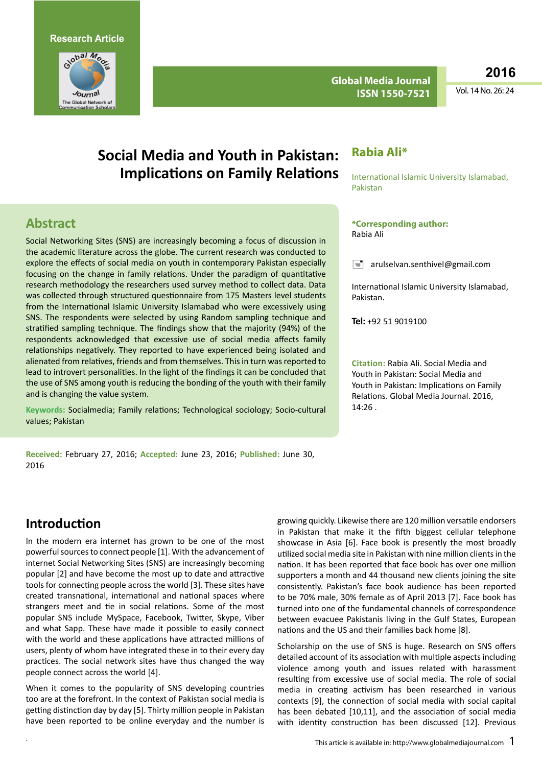Research Article

# Social Media and Youth in Pakistan: Implications on Family Relations

**Rabia Ali***

International Islamic University Islamabad, Pakistan

**\*Corresponding author:**
Rabia Ali

arulselvan.senthivel@gmail.com

International Islamic University Islamabad, Pakistan.

**Tel:** +92 51 9019100

**Citation:** Rabia Ali. Social Media and Youth in Pakistan: Social Media and Youth in Pakistan: Implications on Family Relations. Global Media Journal. 2016, 14:26 .

## Abstract

Social Networking Sites (SNS) are increasingly becoming a focus of discussion in the academic literature across the globe. The current research was conducted to explore the effects of social media on youth in contemporary Pakistan especially focusing on the change in family relations. Under the paradigm of quantitative research methodology the researchers used survey method to collect data. Data was collected through structured questionnaire from 175 Masters level students from the International Islamic University Islamabad who were excessively using SNS. The respondents were selected by using Random sampling technique and stratified sampling technique. The findings show that the majority (94%) of the respondents acknowledged that excessive use of social media affects family relationships negatively. They reported to have experienced being isolated and alienated from relatives, friends and from themselves. This in turn was reported to lead to introvert personalities. In the light of the findings it can be concluded that the use of SNS among youth is reducing the bonding of the youth with their family and is changing the value system.

**Keywords:** Socialmedia; Family relations; Technological sociology; Socio-cultural values; Pakistan

**Received:** February 27, 2016; **Accepted:** June 23, 2016; **Published:** June 30, 2016

## Introduction

In the modern era internet has grown to be one of the most powerful sources to connect people [1]. With the advancement of internet Social Networking Sites (SNS) are increasingly becoming popular [2] and have become the most up to date and attractive tools for connecting people across the world [3]. These sites have created transnational, international and national spaces where strangers meet and tie in social relations. Some of the most popular SNS include MySpace, Facebook, Twitter, Skype, Viber and what Sapp. These have made it possible to easily connect with the world and these applications have attracted millions of users, plenty of whom have integrated these in to their every day practices. The social network sites have thus changed the way people connect across the world [4].

When it comes to the popularity of SNS developing countries too are at the forefront. In the context of Pakistan social media is getting distinction day by day [5]. Thirty million people in Pakistan have been reported to be online everyday and the number is growing quickly. Likewise there are 120 million versatile endorsers in Pakistan that make it the fifth biggest cellular telephone showcase in Asia [6]. Face book is presently the most broadly utilized social media site in Pakistan with nine million clients in the nation. It has been reported that face book has over one million supporters a month and 44 thousand new clients joining the site consistently. Pakistan's face book audience has been reported to be 70% male, 30% female as of April 2013 [7]. Face book has turned into one of the fundamental channels of correspondence between evacuee Pakistanis living in the Gulf States, European nations and the US and their families back home [8].

Scholarship on the use of SNS is huge. Research on SNS offers detailed account of its association with multiple aspects including violence among youth and issues related with harassment resulting from excessive use of social media. The role of social media in creating activism has been researched in various contexts [9], the connection of social media with social capital has been debated [10,11], and the association of social media with identity construction has been discussed [12]. Previous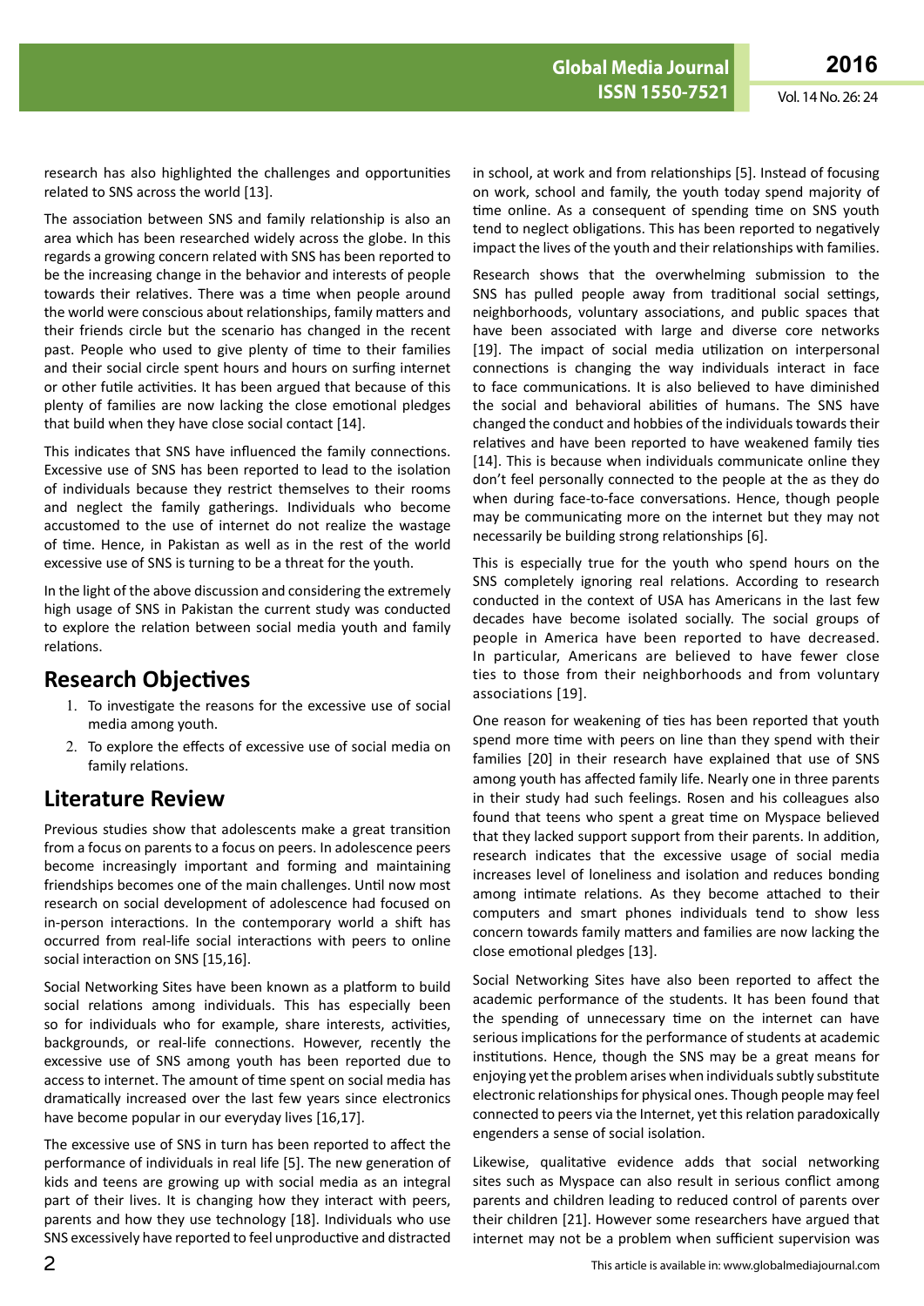research has also highlighted the challenges and opportunities related to SNS across the world [13].

The association between SNS and family relationship is also an area which has been researched widely across the globe. In this regards a growing concern related with SNS has been reported to be the increasing change in the behavior and interests of people towards their relatives. There was a time when people around the world were conscious about relationships, family matters and their friends circle but the scenario has changed in the recent past. People who used to give plenty of time to their families and their social circle spent hours and hours on surfing internet or other futile activities. It has been argued that because of this plenty of families are now lacking the close emotional pledges that build when they have close social contact [14].

This indicates that SNS have influenced the family connections. Excessive use of SNS has been reported to lead to the isolation of individuals because they restrict themselves to their rooms and neglect the family gatherings. Individuals who become accustomed to the use of internet do not realize the wastage of time. Hence, in Pakistan as well as in the rest of the world excessive use of SNS is turning to be a threat for the youth.

In the light of the above discussion and considering the extremely high usage of SNS in Pakistan the current study was conducted to explore the relation between social media youth and family relations.

## Research Objectives

1. To investigate the reasons for the excessive use of social media among youth.
2. To explore the effects of excessive use of social media on family relations.

## Literature Review

Previous studies show that adolescents make a great transition from a focus on parents to a focus on peers. In adolescence peers become increasingly important and forming and maintaining friendships becomes one of the main challenges. Until now most research on social development of adolescence had focused on in-person interactions. In the contemporary world a shift has occurred from real-life social interactions with peers to online social interaction on SNS [15,16].

Social Networking Sites have been known as a platform to build social relations among individuals. This has especially been so for individuals who for example, share interests, activities, backgrounds, or real-life connections. However, recently the excessive use of SNS among youth has been reported due to access to internet. The amount of time spent on social media has dramatically increased over the last few years since electronics have become popular in our everyday lives [16,17].

The excessive use of SNS in turn has been reported to affect the performance of individuals in real life [5]. The new generation of kids and teens are growing up with social media as an integral part of their lives. It is changing how they interact with peers, parents and how they use technology [18]. Individuals who use SNS excessively have reported to feel unproductive and distracted in school, at work and from relationships [5]. Instead of focusing on work, school and family, the youth today spend majority of time online. As a consequent of spending time on SNS youth tend to neglect obligations. This has been reported to negatively impact the lives of the youth and their relationships with families.

Research shows that the overwhelming submission to the SNS has pulled people away from traditional social settings, neighborhoods, voluntary associations, and public spaces that have been associated with large and diverse core networks [19]. The impact of social media utilization on interpersonal connections is changing the way individuals interact in face to face communications. It is also believed to have diminished the social and behavioral abilities of humans. The SNS have changed the conduct and hobbies of the individuals towards their relatives and have been reported to have weakened family ties [14]. This is because when individuals communicate online they don't feel personally connected to the people at the as they do when during face-to-face conversations. Hence, though people may be communicating more on the internet but they may not necessarily be building strong relationships [6].

This is especially true for the youth who spend hours on the SNS completely ignoring real relations. According to research conducted in the context of USA has Americans in the last few decades have become isolated socially. The social groups of people in America have been reported to have decreased. In particular, Americans are believed to have fewer close ties to those from their neighborhoods and from voluntary associations [19].

One reason for weakening of ties has been reported that youth spend more time with peers on line than they spend with their families [20] in their research have explained that use of SNS among youth has affected family life. Nearly one in three parents in their study had such feelings. Rosen and his colleagues also found that teens who spent a great time on Myspace believed that they lacked support support from their parents. In addition, research indicates that the excessive usage of social media increases level of loneliness and isolation and reduces bonding among intimate relations. As they become attached to their computers and smart phones individuals tend to show less concern towards family matters and families are now lacking the close emotional pledges [13].

Social Networking Sites have also been reported to affect the academic performance of the students. It has been found that the spending of unnecessary time on the internet can have serious implications for the performance of students at academic institutions. Hence, though the SNS may be a great means for enjoying yet the problem arises when individuals subtly substitute electronic relationships for physical ones. Though people may feel connected to peers via the Internet, yet this relation paradoxically engenders a sense of social isolation.

Likewise, qualitative evidence adds that social networking sites such as Myspace can also result in serious conflict among parents and children leading to reduced control of parents over their children [21]. However some researchers have argued that internet may not be a problem when sufficient supervision was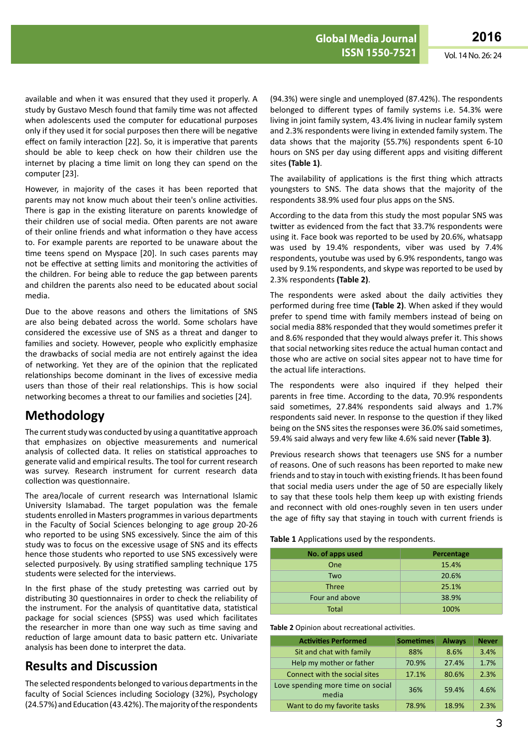available and when it was ensured that they used it properly. A study by Gustavo Mesch found that family time was not affected when adolescents used the computer for educational purposes only if they used it for social purposes then there will be negative effect on family interaction [22]. So, it is imperative that parents should be able to keep check on how their children use the internet by placing a time limit on long they can spend on the computer [23].

However, in majority of the cases it has been reported that parents may not know much about their teen's online activities. There is gap in the existing literature on parents knowledge of their children use of social media. Often parents are not aware of their online friends and what information o they have access to. For example parents are reported to be unaware about the time teens spend on Myspace [20]. In such cases parents may not be effective at setting limits and monitoring the activities of the children. For being able to reduce the gap between parents and children the parents also need to be educated about social media.

Due to the above reasons and others the limitations of SNS are also being debated across the world. Some scholars have considered the excessive use of SNS as a threat and danger to families and society. However, people who explicitly emphasize the drawbacks of social media are not entirely against the idea of networking. Yet they are of the opinion that the replicated relationships become dominant in the lives of excessive media users than those of their real relationships. This is how social networking becomes a threat to our families and societies [24].

## Methodology

The current study was conducted by using a quantitative approach that emphasizes on objective measurements and numerical analysis of collected data. It relies on statistical approaches to generate valid and empirical results. The tool for current research was survey. Research instrument for current research data collection was questionnaire.

The area/locale of current research was International Islamic University Islamabad. The target population was the female students enrolled in Masters programmes in various departments in the Faculty of Social Sciences belonging to age group 20-26 who reported to be using SNS excessively. Since the aim of this study was to focus on the excessive usage of SNS and its effects hence those students who reported to use SNS excessively were selected purposively. By using stratified sampling technique 175 students were selected for the interviews.

In the first phase of the study pretesting was carried out by distributing 30 questionnaires in order to check the reliability of the instrument. For the analysis of quantitative data, statistical package for social sciences (SPSS) was used which facilitates the researcher in more than one way such as time saving and reduction of large amount data to basic pattern etc. Univariate analysis has been done to interpret the data.

## Results and Discussion

The selected respondents belonged to various departments in the faculty of Social Sciences including Sociology (32%), Psychology (24.57%) and Education (43.42%). The majority of the respondents (94.3%) were single and unemployed (87.42%). The respondents belonged to different types of family systems i.e. 54.3% were living in joint family system, 43.4% living in nuclear family system and 2.3% respondents were living in extended family system. The data shows that the majority (55.7%) respondents spent 6-10 hours on SNS per day using different apps and visiting different sites **(Table 1)**.

The availability of applications is the first thing which attracts youngsters to SNS. The data shows that the majority of the respondents 38.9% used four plus apps on the SNS.

According to the data from this study the most popular SNS was twitter as evidenced from the fact that 33.7% respondents were using it. Face book was reported to be used by 20.6%, whatsapp was used by 19.4% respondents, viber was used by 7.4% respondents, youtube was used by 6.9% respondents, tango was used by 9.1% respondents, and skype was reported to be used by 2.3% respondents **(Table 2)**.

The respondents were asked about the daily activities they performed during free time **(Table 2)**. When asked if they would prefer to spend time with family members instead of being on social media 88% responded that they would sometimes prefer it and 8.6% responded that they would always prefer it. This shows that social networking sites reduce the actual human contact and those who are active on social sites appear not to have time for the actual life interactions.

The respondents were also inquired if they helped their parents in free time. According to the data, 70.9% respondents said sometimes, 27.84% respondents said always and 1.7% respondents said never. In response to the question if they liked being on the SNS sites the responses were 36.0% said sometimes, 59.4% said always and very few like 4.6% said never **(Table 3)**.

Previous research shows that teenagers use SNS for a number of reasons. One of such reasons has been reported to make new friends and to stay in touch with existing friends. It has been found that social media users under the age of 50 are especially likely to say that these tools help them keep up with existing friends and reconnect with old ones-roughly seven in ten users under the age of fifty say that staying in touch with current friends is

**Table 1** Applications used by the respondents.

| No. of apps used | Percentage |
|---|---|
| One | 15.4% |
| Two | 20.6% |
| Three | 25.1% |
| Four and above | 38.9% |
| Total | 100% |

**Table 2** Opinion about recreational activities.

| Activities Performed | Sometimes | Always | Never |
|---|---|---|---|
| Sit and chat with family | 88% | 8.6% | 3.4% |
| Help my mother or father | 70.9% | 27.4% | 1.7% |
| Connect with the social sites | 17.1% | 80.6% | 2.3% |
| Love spending more time on social media | 36% | 59.4% | 4.6% |
| Want to do my favorite tasks | 78.9% | 18.9% | 2.3% |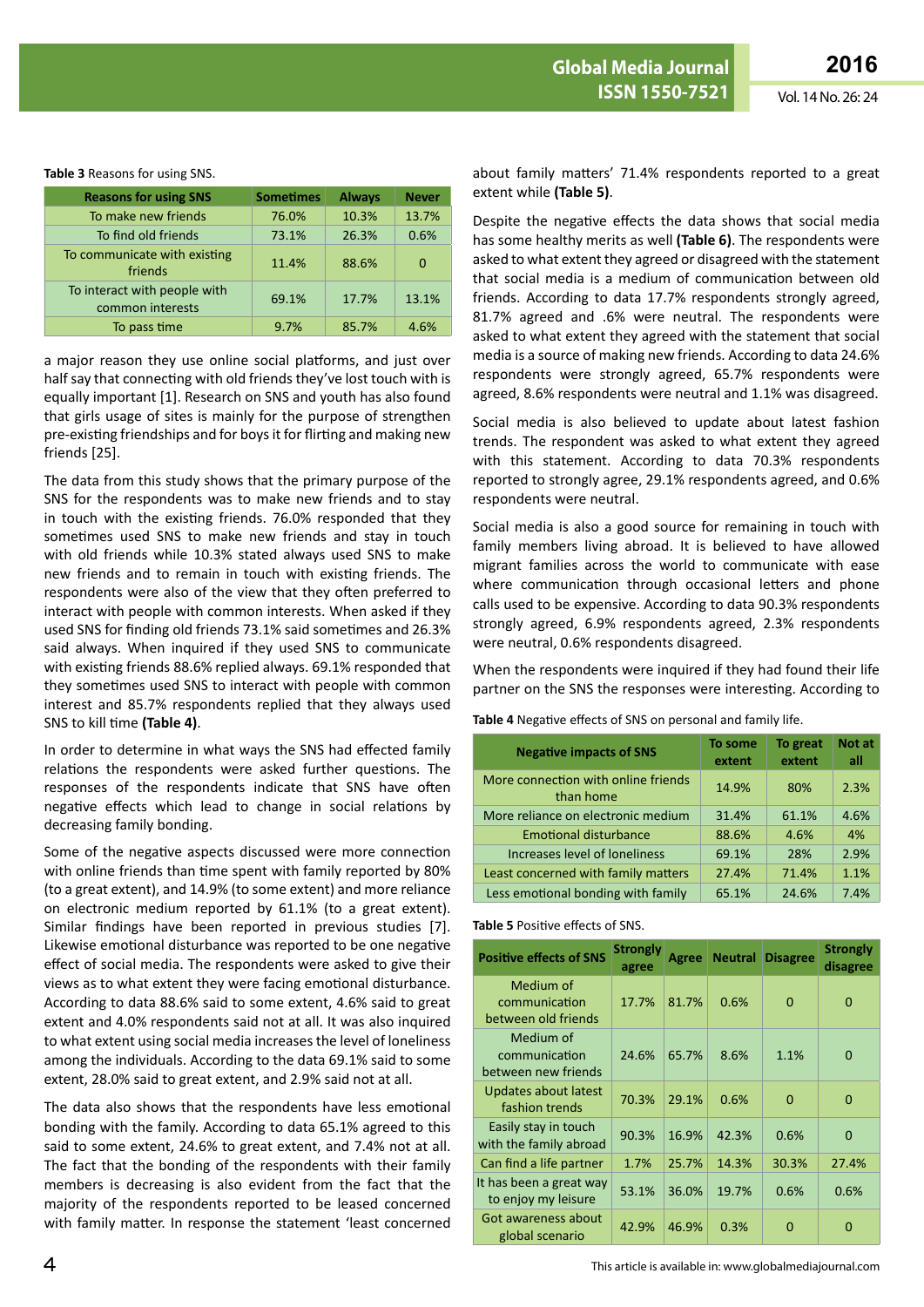**Table 3** Reasons for using SNS.

| Reasons for using SNS | Sometimes | Always | Never |
|---|---|---|---|
| To make new friends | 76.0% | 10.3% | 13.7% |
| To find old friends | 73.1% | 26.3% | 0.6% |
| To communicate with existing friends | 11.4% | 88.6% | 0 |
| To interact with people with common interests | 69.1% | 17.7% | 13.1% |
| To pass time | 9.7% | 85.7% | 4.6% |

a major reason they use online social platforms, and just over half say that connecting with old friends they've lost touch with is equally important [1]. Research on SNS and youth has also found that girls usage of sites is mainly for the purpose of strengthen pre-existing friendships and for boys it for flirting and making new friends [25].

The data from this study shows that the primary purpose of the SNS for the respondents was to make new friends and to stay in touch with the existing friends. 76.0% responded that they sometimes used SNS to make new friends and stay in touch with old friends while 10.3% stated always used SNS to make new friends and to remain in touch with existing friends. The respondents were also of the view that they often preferred to interact with people with common interests. When asked if they used SNS for finding old friends 73.1% said sometimes and 26.3% said always. When inquired if they used SNS to communicate with existing friends 88.6% replied always. 69.1% responded that they sometimes used SNS to interact with people with common interest and 85.7% respondents replied that they always used SNS to kill time **(Table 4)**.

In order to determine in what ways the SNS had effected family relations the respondents were asked further questions. The responses of the respondents indicate that SNS have often negative effects which lead to change in social relations by decreasing family bonding.

Some of the negative aspects discussed were more connection with online friends than time spent with family reported by 80% (to a great extent), and 14.9% (to some extent) and more reliance on electronic medium reported by 61.1% (to a great extent). Similar findings have been reported in previous studies [7]. Likewise emotional disturbance was reported to be one negative effect of social media. The respondents were asked to give their views as to what extent they were facing emotional disturbance. According to data 88.6% said to some extent, 4.6% said to great extent and 4.0% respondents said not at all. It was also inquired to what extent using social media increases the level of loneliness among the individuals. According to the data 69.1% said to some extent, 28.0% said to great extent, and 2.9% said not at all.

The data also shows that the respondents have less emotional bonding with the family. According to data 65.1% agreed to this said to some extent, 24.6% to great extent, and 7.4% not at all. The fact that the bonding of the respondents with their family members is decreasing is also evident from the fact that the majority of the respondents reported to be leased concerned with family matter. In response the statement 'least concerned about family matters' 71.4% respondents reported to a great extent while **(Table 5)**.

Despite the negative effects the data shows that social media has some healthy merits as well **(Table 6)**. The respondents were asked to what extent they agreed or disagreed with the statement that social media is a medium of communication between old friends. According to data 17.7% respondents strongly agreed, 81.7% agreed and .6% were neutral. The respondents were asked to what extent they agreed with the statement that social media is a source of making new friends. According to data 24.6% respondents were strongly agreed, 65.7% respondents were agreed, 8.6% respondents were neutral and 1.1% was disagreed.

Social media is also believed to update about latest fashion trends. The respondent was asked to what extent they agreed with this statement. According to data 70.3% respondents reported to strongly agree, 29.1% respondents agreed, and 0.6% respondents were neutral.

Social media is also a good source for remaining in touch with family members living abroad. It is believed to have allowed migrant families across the world to communicate with ease where communication through occasional letters and phone calls used to be expensive. According to data 90.3% respondents strongly agreed, 6.9% respondents agreed, 2.3% respondents were neutral, 0.6% respondents disagreed.

When the respondents were inquired if they had found their life partner on the SNS the responses were interesting. According to

**Table 4** Negative effects of SNS on personal and family life.

| Negative impacts of SNS | To some extent | To great extent | Not at all |
|---|---|---|---|
| More connection with online friends than home | 14.9% | 80% | 2.3% |
| More reliance on electronic medium | 31.4% | 61.1% | 4.6% |
| Emotional disturbance | 88.6% | 4.6% | 4% |
| Increases level of loneliness | 69.1% | 28% | 2.9% |
| Least concerned with family matters | 27.4% | 71.4% | 1.1% |
| Less emotional bonding with family | 65.1% | 24.6% | 7.4% |

**Table 5** Positive effects of SNS.

| Positive effects of SNS | Strongly agree | Agree | Neutral | Disagree | Strongly disagree |
|---|---|---|---|---|---|
| Medium of communication between old friends | 17.7% | 81.7% | 0.6% | 0 | 0 |
| Medium of communication between new friends | 24.6% | 65.7% | 8.6% | 1.1% | 0 |
| Updates about latest fashion trends | 70.3% | 29.1% | 0.6% | 0 | 0 |
| Easily stay in touch with the family abroad | 90.3% | 16.9% | 42.3% | 0.6% | 0 |
| Can find a life partner | 1.7% | 25.7% | 14.3% | 30.3% | 27.4% |
| It has been a great way to enjoy my leisure | 53.1% | 36.0% | 19.7% | 0.6% | 0.6% |
| Got awareness about global scenario | 42.9% | 46.9% | 0.3% | 0 | 0 |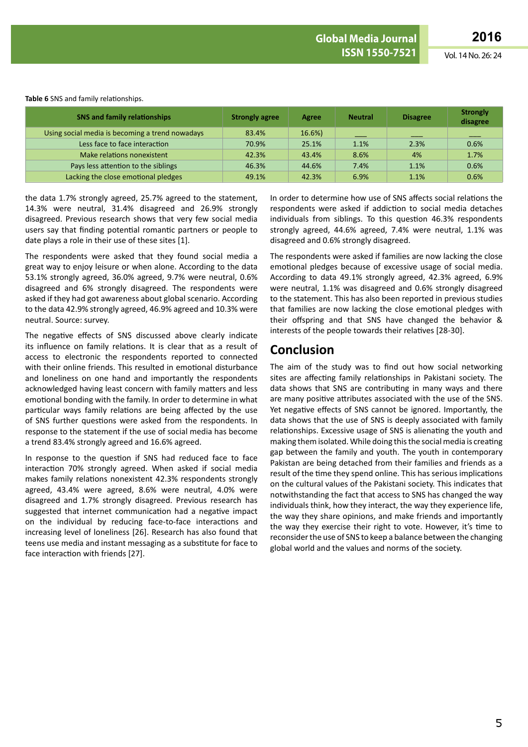**Table 6** SNS and family relationships.

| SNS and family relationships | Strongly agree | Agree | Neutral | Disagree | Strongly disagree |
|---|---|---|---|---|---|
| Using social media is becoming a trend nowadays | 83.4% | 16.6%) | ___ | ___ | ___ |
| Less face to face interaction | 70.9% | 25.1% | 1.1% | 2.3% | 0.6% |
| Make relations nonexistent | 42.3% | 43.4% | 8.6% | 4% | 1.7% |
| Pays less attention to the siblings | 46.3% | 44.6% | 7.4% | 1.1% | 0.6% |
| Lacking the close emotional pledges | 49.1% | 42.3% | 6.9% | 1.1% | 0.6% |

the data 1.7% strongly agreed, 25.7% agreed to the statement, 14.3% were neutral, 31.4% disagreed and 26.9% strongly disagreed. Previous research shows that very few social media users say that finding potential romantic partners or people to date plays a role in their use of these sites [1].

The respondents were asked that they found social media a great way to enjoy leisure or when alone. According to the data 53.1% strongly agreed, 36.0% agreed, 9.7% were neutral, 0.6% disagreed and 6% strongly disagreed. The respondents were asked if they had got awareness about global scenario. According to the data 42.9% strongly agreed, 46.9% agreed and 10.3% were neutral. Source: survey.

The negative effects of SNS discussed above clearly indicate its influence on family relations. It is clear that as a result of access to electronic the respondents reported to connected with their online friends. This resulted in emotional disturbance and loneliness on one hand and importantly the respondents acknowledged having least concern with family matters and less emotional bonding with the family. In order to determine in what particular ways family relations are being affected by the use of SNS further questions were asked from the respondents. In response to the statement if the use of social media has become a trend 83.4% strongly agreed and 16.6% agreed.

In response to the question if SNS had reduced face to face interaction 70% strongly agreed. When asked if social media makes family relations nonexistent 42.3% respondents strongly agreed, 43.4% were agreed, 8.6% were neutral, 4.0% were disagreed and 1.7% strongly disagreed. Previous research has suggested that internet communication had a negative impact on the individual by reducing face-to-face interactions and increasing level of loneliness [26]. Research has also found that teens use media and instant messaging as a substitute for face to face interaction with friends [27].

In order to determine how use of SNS affects social relations the respondents were asked if addiction to social media detaches individuals from siblings. To this question 46.3% respondents strongly agreed, 44.6% agreed, 7.4% were neutral, 1.1% was disagreed and 0.6% strongly disagreed.

The respondents were asked if families are now lacking the close emotional pledges because of excessive usage of social media. According to data 49.1% strongly agreed, 42.3% agreed, 6.9% were neutral, 1.1% was disagreed and 0.6% strongly disagreed to the statement. This has also been reported in previous studies that families are now lacking the close emotional pledges with their offspring and that SNS have changed the behavior & interests of the people towards their relatives [28-30].

## Conclusion

The aim of the study was to find out how social networking sites are affecting family relationships in Pakistani society. The data shows that SNS are contributing in many ways and there are many positive attributes associated with the use of the SNS. Yet negative effects of SNS cannot be ignored. Importantly, the data shows that the use of SNS is deeply associated with family relationships. Excessive usage of SNS is alienating the youth and making them isolated. While doing this the social media is creating gap between the family and youth. The youth in contemporary Pakistan are being detached from their families and friends as a result of the time they spend online. This has serious implications on the cultural values of the Pakistani society. This indicates that notwithstanding the fact that access to SNS has changed the way individuals think, how they interact, the way they experience life, the way they share opinions, and make friends and importantly the way they exercise their right to vote. However, it's time to reconsider the use of SNS to keep a balance between the changing global world and the values and norms of the society.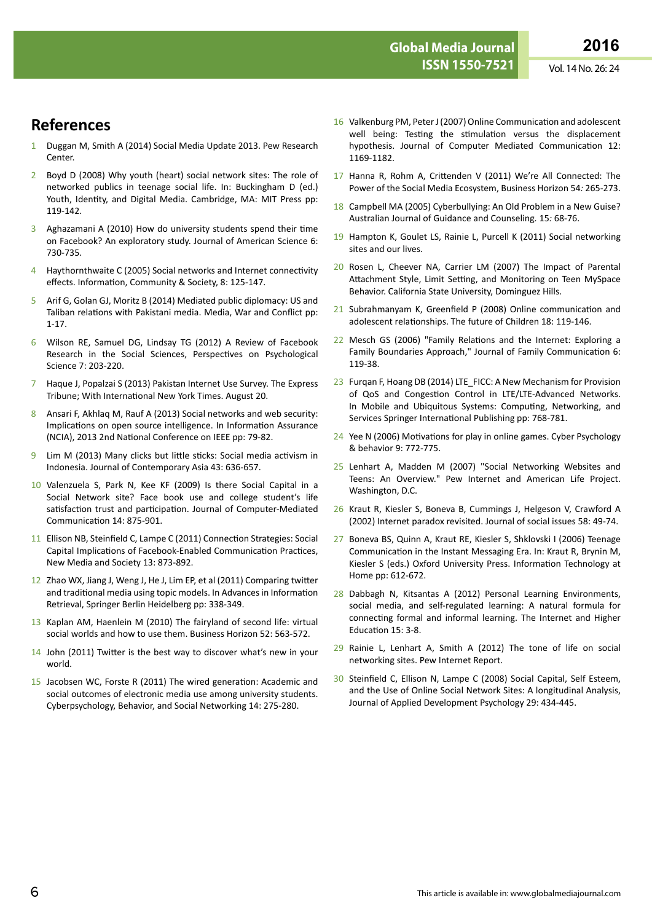## References

1. Duggan M, Smith A (2014) Social Media Update 2013. Pew Research Center.
2. Boyd D (2008) Why youth (heart) social network sites: The role of networked publics in teenage social life. In: Buckingham D (ed.) Youth, Identity, and Digital Media. Cambridge, MA: MIT Press pp: 119-142.
3. Aghazamani A (2010) How do university students spend their time on Facebook? An exploratory study. Journal of American Science 6: 730-735.
4. Haythornthwaite C (2005) Social networks and Internet connectivity effects. Information, Community & Society, 8: 125-147.
5. Arif G, Golan GJ, Moritz B (2014) Mediated public diplomacy: US and Taliban relations with Pakistani media. Media, War and Conflict pp: 1-17.
6. Wilson RE, Samuel DG, Lindsay TG (2012) A Review of Facebook Research in the Social Sciences, Perspectives on Psychological Science 7: 203-220.
7. Haque J, Popalzai S (2013) Pakistan Internet Use Survey. The Express Tribune; With International New York Times. August 20.
8. Ansari F, Akhlaq M, Rauf A (2013) Social networks and web security: Implications on open source intelligence. In Information Assurance (NCIA), 2013 2nd National Conference on IEEE pp: 79-82.
9. Lim M (2013) Many clicks but little sticks: Social media activism in Indonesia. Journal of Contemporary Asia 43: 636-657.
10. Valenzuela S, Park N, Kee KF (2009) Is there Social Capital in a Social Network site? Face book use and college student's life satisfaction trust and participation. Journal of Computer-Mediated Communication 14: 875-901.
11. Ellison NB, Steinfield C, Lampe C (2011) Connection Strategies: Social Capital Implications of Facebook-Enabled Communication Practices, New Media and Society 13: 873-892.
12. Zhao WX, Jiang J, Weng J, He J, Lim EP, et al (2011) Comparing twitter and traditional media using topic models. In Advances in Information Retrieval, Springer Berlin Heidelberg pp: 338-349.
13. Kaplan AM, Haenlein M (2010) The fairyland of second life: virtual social worlds and how to use them. Business Horizon 52: 563-572.
14. John (2011) Twitter is the best way to discover what's new in your world.
15. Jacobsen WC, Forste R (2011) The wired generation: Academic and social outcomes of electronic media use among university students. Cyberpsychology, Behavior, and Social Networking 14: 275-280.
16. Valkenburg PM, Peter J (2007) Online Communication and adolescent well being: Testing the stimulation versus the displacement hypothesis. Journal of Computer Mediated Communication 12: 1169-1182.
17. Hanna R, Rohm A, Crittenden V (2011) We're All Connected: The Power of the Social Media Ecosystem, Business Horizon 54: 265-273.
18. Campbell MA (2005) Cyberbullying: An Old Problem in a New Guise? Australian Journal of Guidance and Counseling. 15: 68-76.
19. Hampton K, Goulet LS, Rainie L, Purcell K (2011) Social networking sites and our lives.
20. Rosen L, Cheever NA, Carrier LM (2007) The Impact of Parental Attachment Style, Limit Setting, and Monitoring on Teen MySpace Behavior. California State University, Dominguez Hills.
21. Subrahmanyam K, Greenfield P (2008) Online communication and adolescent relationships. The future of Children 18: 119-146.
22. Mesch GS (2006) "Family Relations and the Internet: Exploring a Family Boundaries Approach," Journal of Family Communication 6: 119-38.
23. Furqan F, Hoang DB (2014) LTE_FICC: A New Mechanism for Provision of QoS and Congestion Control in LTE/LTE-Advanced Networks. In Mobile and Ubiquitous Systems: Computing, Networking, and Services Springer International Publishing pp: 768-781.
24. Yee N (2006) Motivations for play in online games. Cyber Psychology & behavior 9: 772-775.
25. Lenhart A, Madden M (2007) "Social Networking Websites and Teens: An Overview." Pew Internet and American Life Project. Washington, D.C.
26. Kraut R, Kiesler S, Boneva B, Cummings J, Helgeson V, Crawford A (2002) Internet paradox revisited. Journal of social issues 58: 49-74.
27. Boneva BS, Quinn A, Kraut RE, Kiesler S, Shklovski I (2006) Teenage Communication in the Instant Messaging Era. In: Kraut R, Brynin M, Kiesler S (eds.) Oxford University Press. Information Technology at Home pp: 612-672.
28. Dabbagh N, Kitsantas A (2012) Personal Learning Environments, social media, and self-regulated learning: A natural formula for connecting formal and informal learning. The Internet and Higher Education 15: 3-8.
29. Rainie L, Lenhart A, Smith A (2012) The tone of life on social networking sites. Pew Internet Report.
30. Steinfield C, Ellison N, Lampe C (2008) Social Capital, Self Esteem, and the Use of Online Social Network Sites: A longitudinal Analysis, Journal of Applied Development Psychology 29: 434-445.